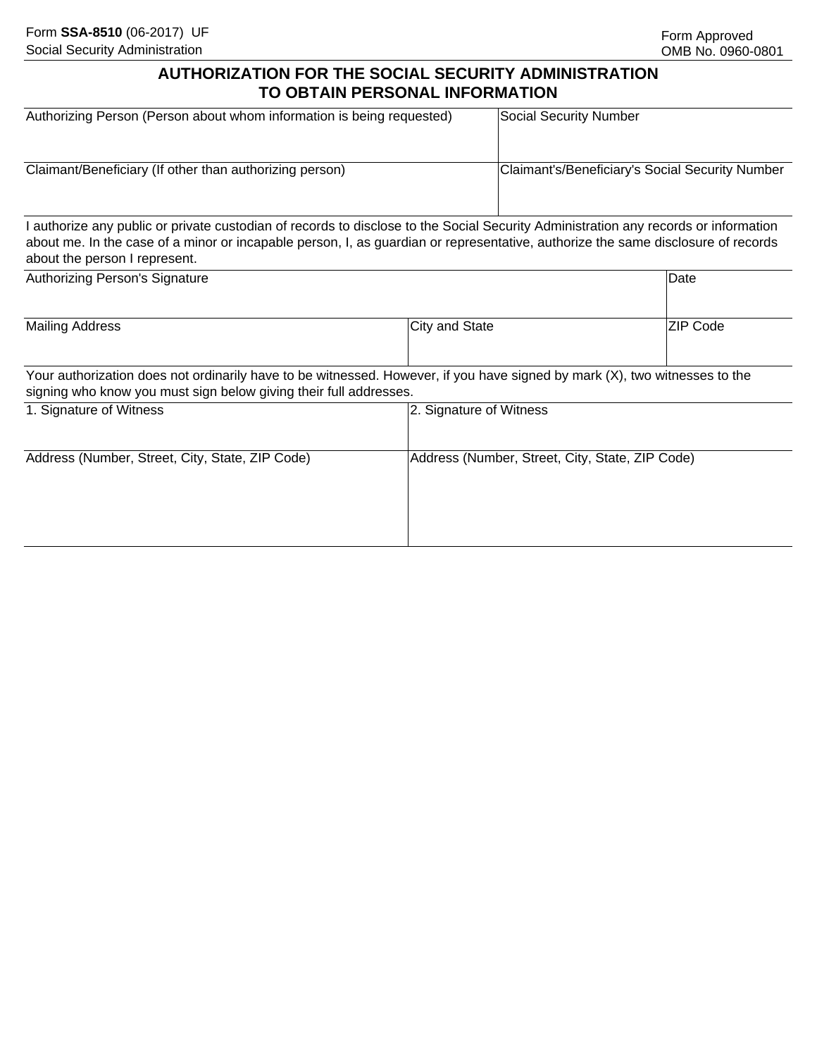Form **SSA-8510** (06-2017) UF
Social Security Administration

Form Approved
OMB No. 0960-0801

# AUTHORIZATION FOR THE SOCIAL SECURITY ADMINISTRATION TO OBTAIN PERSONAL INFORMATION

| Authorizing Person (Person about whom information is being requested) | Social Security Number |
| --- | --- |
| | |

| Claimant/Beneficiary (If other than authorizing person) | Claimant's/Beneficiary's Social Security Number |
| --- | --- |
| | |

I authorize any public or private custodian of records to disclose to the Social Security Administration any records or information about me. In the case of a minor or incapable person, I, as guardian or representative, authorize the same disclosure of records about the person I represent.

| Authorizing Person's Signature | Date |
| --- | --- |
| | |

| Mailing Address | City and State | ZIP Code |
| --- | --- | --- |
| | | |

Your authorization does not ordinarily have to be witnessed. However, if you have signed by mark (X), two witnesses to the signing who know you must sign below giving their full addresses.

| 1. Signature of Witness | 2. Signature of Witness |
| --- | --- |
| | |
| Address (Number, Street, City, State, ZIP Code) | Address (Number, Street, City, State, ZIP Code) |
| | |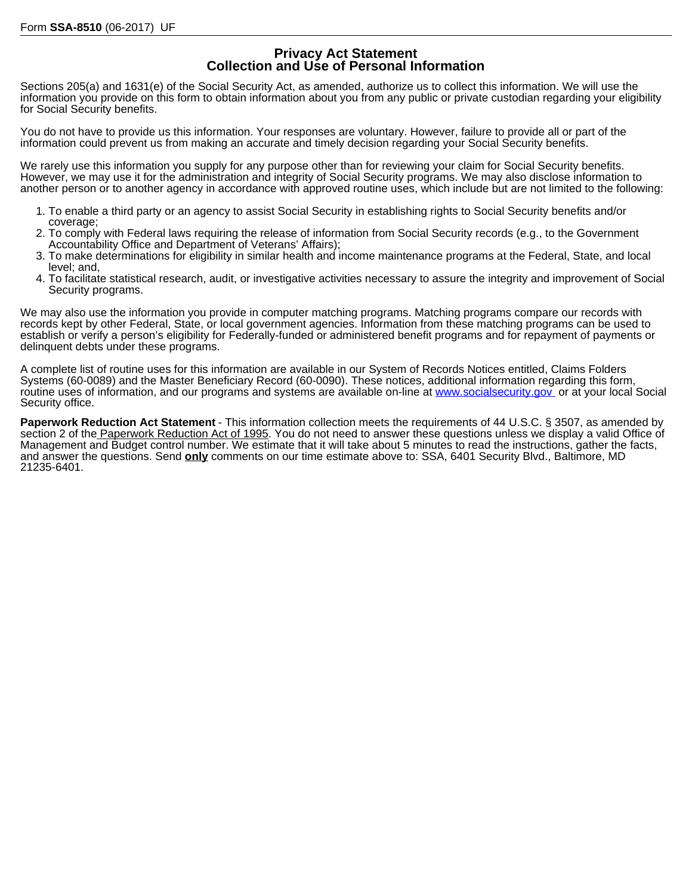# Privacy Act Statement
## Collection and Use of Personal Information

Sections 205(a) and 1631(e) of the Social Security Act, as amended, authorize us to collect this information. We will use the information you provide on this form to obtain information about you from any public or private custodian regarding your eligibility for Social Security benefits.

You do not have to provide us this information. Your responses are voluntary. However, failure to provide all or part of the information could prevent us from making an accurate and timely decision regarding your Social Security benefits.

We rarely use this information you supply for any purpose other than for reviewing your claim for Social Security benefits. However, we may use it for the administration and integrity of Social Security programs. We may also disclose information to another person or to another agency in accordance with approved routine uses, which include but are not limited to the following:

1. To enable a third party or an agency to assist Social Security in establishing rights to Social Security benefits and/or coverage;
2. To comply with Federal laws requiring the release of information from Social Security records (e.g., to the Government Accountability Office and Department of Veterans' Affairs);
3. To make determinations for eligibility in similar health and income maintenance programs at the Federal, State, and local level; and,
4. To facilitate statistical research, audit, or investigative activities necessary to assure the integrity and improvement of Social Security programs.

We may also use the information you provide in computer matching programs. Matching programs compare our records with records kept by other Federal, State, or local government agencies. Information from these matching programs can be used to establish or verify a person's eligibility for Federally-funded or administered benefit programs and for repayment of payments or delinquent debts under these programs.

A complete list of routine uses for this information are available in our System of Records Notices entitled, Claims Folders Systems (60-0089) and the Master Beneficiary Record (60-0090). These notices, additional information regarding this form, routine uses of information, and our programs and systems are available on-line at www.socialsecurity.gov or at your local Social Security office.

**Paperwork Reduction Act Statement** - This information collection meets the requirements of 44 U.S.C. § 3507, as amended by section 2 of the Paperwork Reduction Act of 1995. You do not need to answer these questions unless we display a valid Office of Management and Budget control number. We estimate that it will take about 5 minutes to read the instructions, gather the facts, and answer the questions. Send **only** comments on our time estimate above to: SSA, 6401 Security Blvd., Baltimore, MD 21235-6401.